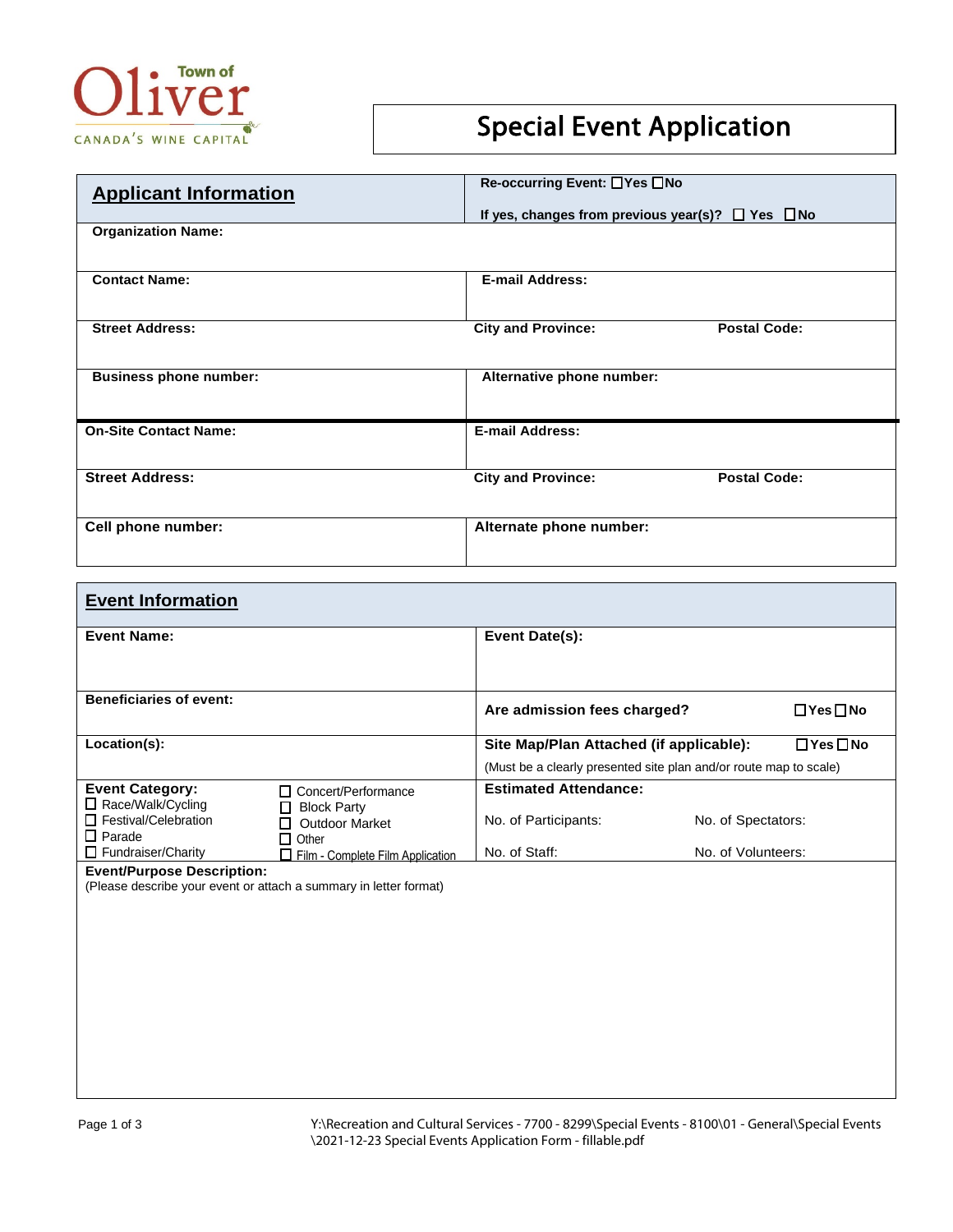Town of Oliver

CANADA'S WINE CAPITAL

# Special Event Application

## Applicant Information

Re-occurring Event: ☐Yes ☐No

If yes, changes from previous year(s)? ☐ Yes ☐No

| | | |
|---|---|---|
| **Organization Name:** | | |
| **Contact Name:** | **E-mail Address:** | |
| **Street Address:** | **City and Province:** | **Postal Code:** |
| **Business phone number:** | **Alternative phone number:** | |
| **On-Site Contact Name:** | **E-mail Address:** | |
| **Street Address:** | **City and Province:** | **Postal Code:** |
| **Cell phone number:** | **Alternate phone number:** | |

## Event Information

| | |
|---|---|
| **Event Name:** | **Event Date(s):** |
| **Beneficiaries of event:** | **Are admission fees charged?** ☐Yes ☐No |
| **Location(s):** | **Site Map/Plan Attached (if applicable):** ☐Yes ☐No<br>(Must be a clearly presented site plan and/or route map to scale) |
| **Event Category:**<br>☐ Race/Walk/Cycling<br>☐ Festival/Celebration<br>☐ Parade<br>☐ Fundraiser/Charity<br>☐ Concert/Performance<br>☐ Block Party<br>☐ Outdoor Market<br>☐ Other<br>☐ Film - Complete Film Application | **Estimated Attendance:**<br>No. of Participants: No. of Spectators:<br>No. of Staff: No. of Volunteers: |

**Event/Purpose Description:**
(Please describe your event or attach a summary in letter format)

Y:\Recreation and Cultural Services - 7700 - 8299\Special Events - 8100\01 - General\Special Events \2021-12-23 Special Events Application Form - fillable.pdf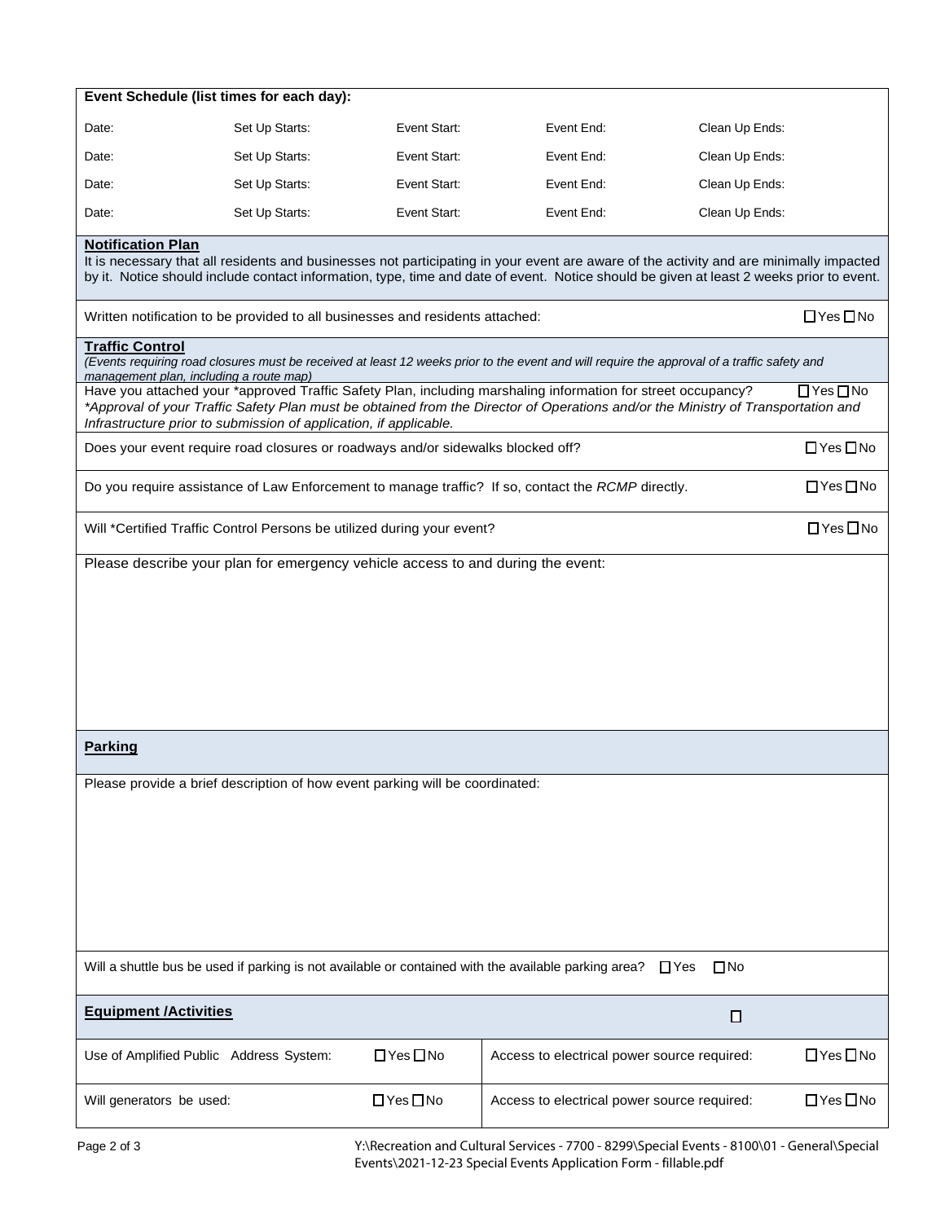**Event Schedule (list times for each day):**

| Date: | Set Up Starts: | Event Start: | Event End: | Clean Up Ends: |
|---|---|---|---|---|
| Date: | Set Up Starts: | Event Start: | Event End: | Clean Up Ends: |
| Date: | Set Up Starts: | Event Start: | Event End: | Clean Up Ends: |
| Date: | Set Up Starts: | Event Start: | Event End: | Clean Up Ends: |

## Notification Plan

It is necessary that all residents and businesses not participating in your event are aware of the activity and are minimally impacted by it. Notice should include contact information, type, time and date of event. Notice should be given at least 2 weeks prior to event.

Written notification to be provided to all businesses and residents attached: ☐ Yes ☐ No

## Traffic Control

*(Events requiring road closures must be received at least 12 weeks prior to the event and will require the approval of a traffic safety and management plan, including a route map)*

Have you attached your *approved Traffic Safety Plan, including marshaling information for street occupancy? ☐ Yes ☐ No

*\*Approval of your Traffic Safety Plan must be obtained from the Director of Operations and/or the Ministry of Transportation and Infrastructure prior to submission of application, if applicable.*

Does your event require road closures or roadways and/or sidewalks blocked off? ☐ Yes ☐ No

Do you require assistance of Law Enforcement to manage traffic? If so, contact the *RCMP* directly. ☐ Yes ☐ No

Will *Certified Traffic Control Persons be utilized during your event? ☐ Yes ☐ No

Please describe your plan for emergency vehicle access to and during the event:

## Parking

Please provide a brief description of how event parking will be coordinated:

Will a shuttle bus be used if parking is not available or contained with the available parking area? ☐ Yes ☐ No

## Equipment /Activities

☐

| | | | |
|---|---|---|---|
| Use of Amplified Public Address System: | ☐ Yes ☐ No | Access to electrical power source required: | ☐ Yes ☐ No |
| Will generators be used: | ☐ Yes ☐ No | Access to electrical power source required: | ☐ Yes ☐ No |

Y:\Recreation and Cultural Services - 7700 - 8299\Special Events - 8100\01 - General\Special Events\2021-12-23 Special Events Application Form - fillable.pdf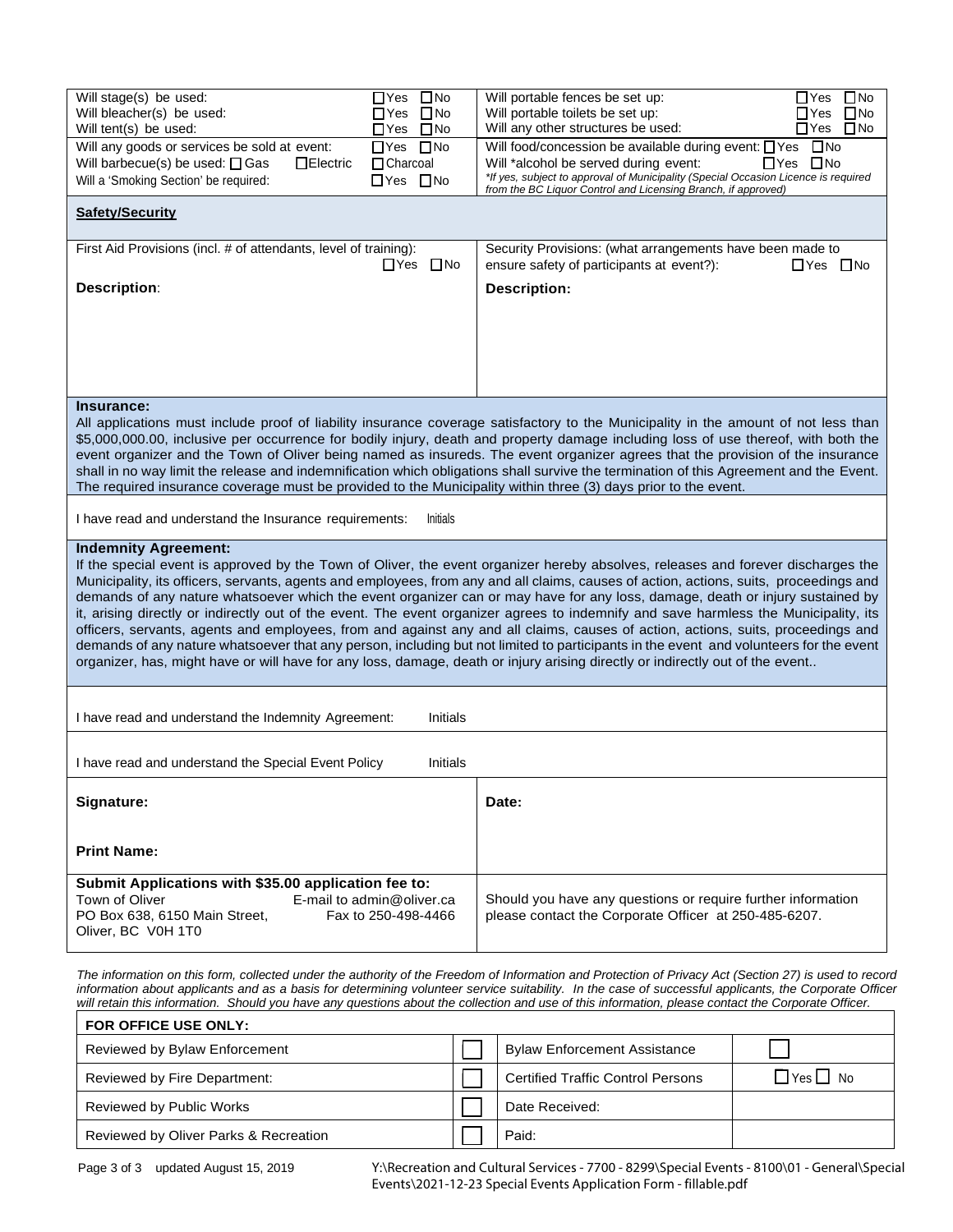| | | | |
|---|---|---|---|
| Will stage(s) be used: | ☐Yes ☐No | Will portable fences be set up: | ☐Yes ☐No |
| Will bleacher(s) be used: | ☐Yes ☐No | Will portable toilets be set up: | ☐Yes ☐No |
| Will tent(s) be used: | ☐Yes ☐No | Will any other structures be used: | ☐Yes ☐No |
| Will any goods or services be sold at event: | ☐Yes ☐No | Will food/concession be available during event: ☐Yes ☐No | |
| Will barbecue(s) be used: ☐Gas ☐Electric | ☐Charcoal | Will *alcohol be served during event: | ☐Yes ☐No |
| Will a 'Smoking Section' be required: | ☐Yes ☐No | *If yes, subject to approval of Municipality (Special Occasion Licence is required from the BC Liquor Control and Licensing Branch, if approved)* | |

**Safety/Security**

| | |
|---|---|
| First Aid Provisions (incl. # of attendants, level of training): ☐Yes ☐No | Security Provisions: (what arrangements have been made to ensure safety of participants at event?): ☐Yes ☐No |
| **Description**: | **Description:** |

**Insurance:**

All applications must include proof of liability insurance coverage satisfactory to the Municipality in the amount of not less than $5,000,000.00, inclusive per occurrence for bodily injury, death and property damage including loss of use thereof, with both the event organizer and the Town of Oliver being named as insureds. The event organizer agrees that the provision of the insurance shall in no way limit the release and indemnification which obligations shall survive the termination of this Agreement and the Event. The required insurance coverage must be provided to the Municipality within three (3) days prior to the event.

I have read and understand the Insurance requirements: Initials

**Indemnity Agreement:**

If the special event is approved by the Town of Oliver, the event organizer hereby absolves, releases and forever discharges the Municipality, its officers, servants, agents and employees, from any and all claims, causes of action, actions, suits, proceedings and demands of any nature whatsoever which the event organizer can or may have for any loss, damage, death or injury sustained by it, arising directly or indirectly out of the event. The event organizer agrees to indemnify and save harmless the Municipality, its officers, servants, agents and employees, from and against any and all claims, causes of action, actions, suits, proceedings and demands of any nature whatsoever that any person, including but not limited to participants in the event and volunteers for the event organizer, has, might have or will have for any loss, damage, death or injury arising directly or indirectly out of the event..

I have read and understand the Indemnity Agreement: Initials

I have read and understand the Special Event Policy Initials

| | |
|---|---|
| **Signature:** | **Date:** |
| **Print Name:** | |

| | |
|---|---|
| **Submit Applications with $35.00 application fee to:**<br>Town of Oliver — E-mail to admin@oliver.ca<br>PO Box 638, 6150 Main Street, — Fax to 250-498-4466<br>Oliver, BC V0H 1T0 | Should you have any questions or require further information please contact the Corporate Officer at 250-485-6207. |

*The information on this form, collected under the authority of the Freedom of Information and Protection of Privacy Act (Section 27) is used to record information about applicants and as a basis for determining volunteer service suitability. In the case of successful applicants, the Corporate Officer will retain this information. Should you have any questions about the collection and use of this information, please contact the Corporate Officer.*

| **FOR OFFICE USE ONLY:** | | | |
|---|---|---|---|
| Reviewed by Bylaw Enforcement | ☐ | Bylaw Enforcement Assistance | ☐ |
| Reviewed by Fire Department: | ☐ | Certified Traffic Control Persons | ☐Yes ☐ No |
| Reviewed by Public Works | ☐ | Date Received: | |
| Reviewed by Oliver Parks & Recreation | ☐ | Paid: | |

updated August 15, 2019    Y:\Recreation and Cultural Services - 7700 - 8299\Special Events - 8100\01 - General\Special Events\2021-12-23 Special Events Application Form - fillable.pdf